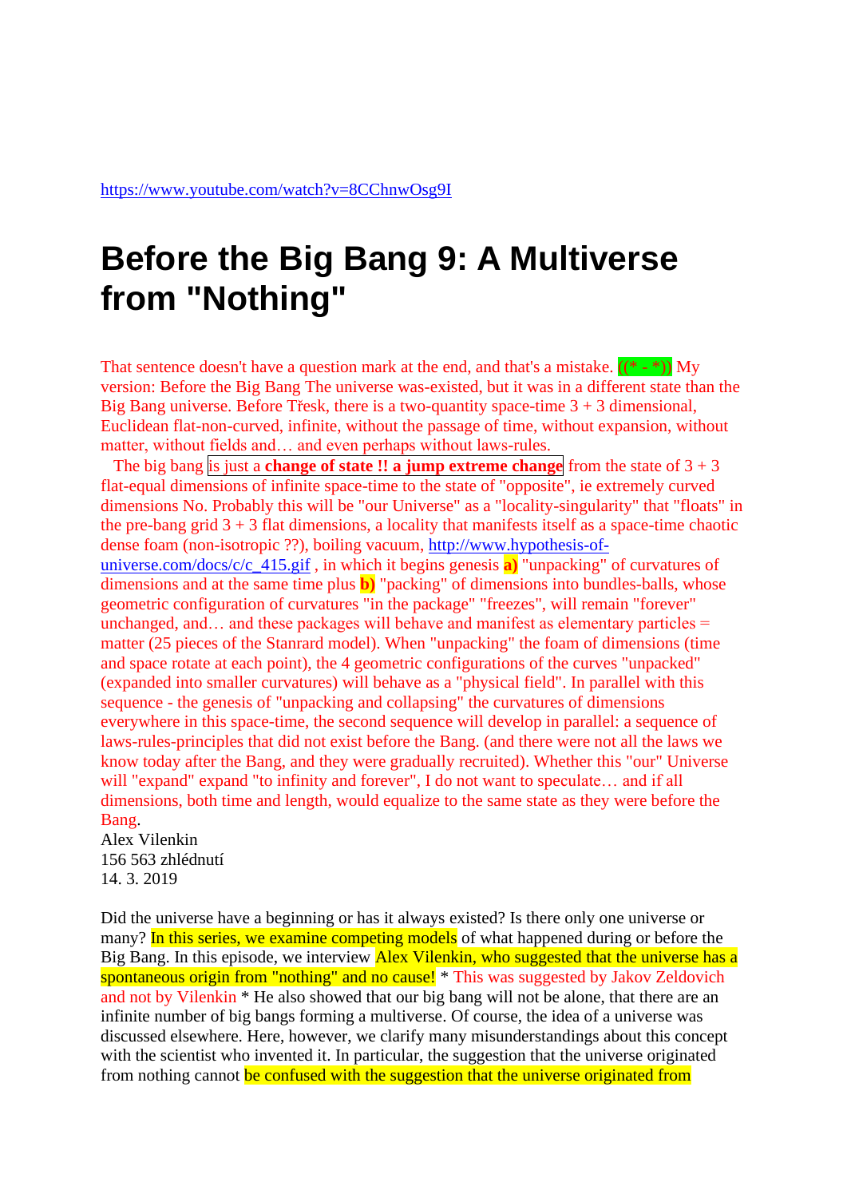https://www.youtube.com/watch?v=8CChnwOsg9I

# Before the Big Bang 9: A Multiverse from "Nothing"

That sentence doesn't have a question mark at the end, and that's a mistake. ((* - *)) My version: Before the Big Bang The universe was-existed, but it was in a different state than the Big Bang universe. Before Třesk, there is a two-quantity space-time 3 + 3 dimensional, Euclidean flat-non-curved, infinite, without the passage of time, without expansion, without matter, without fields and… and even perhaps without laws-rules.

The big bang is just a **change of state !! a jump extreme change** from the state of 3 + 3 flat-equal dimensions of infinite space-time to the state of "opposite", ie extremely curved dimensions No. Probably this will be "our Universe" as a "locality-singularity" that "floats" in the pre-bang grid 3 + 3 flat dimensions, a locality that manifests itself as a space-time chaotic dense foam (non-isotropic ??), boiling vacuum, http://www.hypothesis-of-universe.com/docs/c/c_415.gif , in which it begins genesis **a)** "unpacking" of curvatures of dimensions and at the same time plus **b)** "packing" of dimensions into bundles-balls, whose geometric configuration of curvatures "in the package" "freezes", will remain "forever" unchanged, and… and these packages will behave and manifest as elementary particles = matter (25 pieces of the Stanrard model). When "unpacking" the foam of dimensions (time and space rotate at each point), the 4 geometric configurations of the curves "unpacked" (expanded into smaller curvatures) will behave as a "physical field". In parallel with this sequence - the genesis of "unpacking and collapsing" the curvatures of dimensions everywhere in this space-time, the second sequence will develop in parallel: a sequence of laws-rules-principles that did not exist before the Bang. (and there were not all the laws we know today after the Bang, and they were gradually recruited). Whether this "our" Universe will "expand" expand "to infinity and forever", I do not want to speculate… and if all dimensions, both time and length, would equalize to the same state as they were before the Bang.

Alex Vilenkin
156 563 zhlédnutí
14. 3. 2019

Did the universe have a beginning or has it always existed? Is there only one universe or many? In this series, we examine competing models of what happened during or before the Big Bang. In this episode, we interview Alex Vilenkin, who suggested that the universe has a spontaneous origin from "nothing" and no cause! * This was suggested by Jakov Zeldovich and not by Vilenkin * He also showed that our big bang will not be alone, that there are an infinite number of big bangs forming a multiverse. Of course, the idea of a universe was discussed elsewhere. Here, however, we clarify many misunderstandings about this concept with the scientist who invented it. In particular, the suggestion that the universe originated from nothing cannot be confused with the suggestion that the universe originated from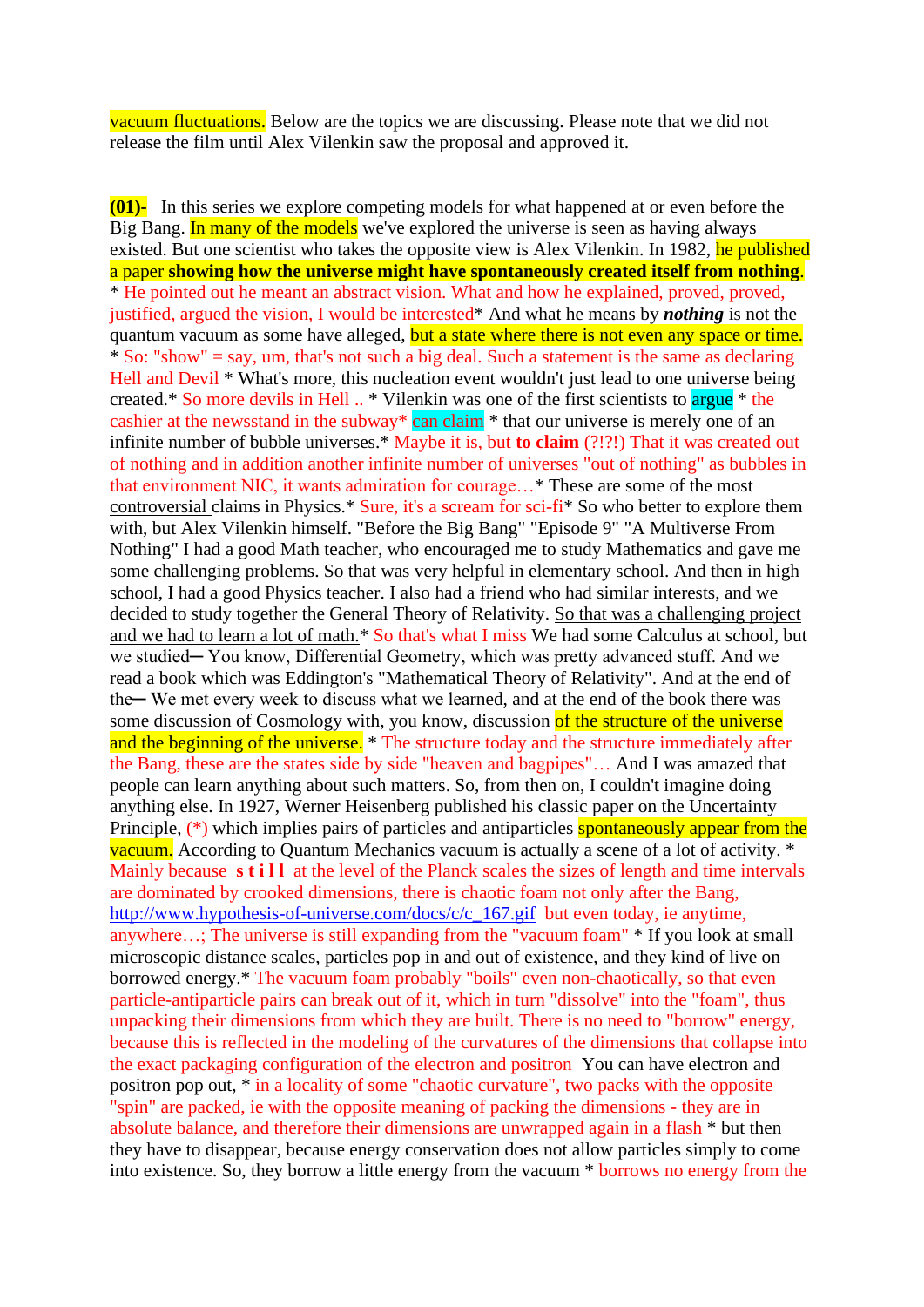vacuum fluctuations. Below are the topics we are discussing. Please note that we did not release the film until Alex Vilenkin saw the proposal and approved it.

**(01)-** In this series we explore competing models for what happened at or even before the Big Bang. In many of the models we've explored the universe is seen as having always existed. But one scientist who takes the opposite view is Alex Vilenkin. In 1982, he published a paper **showing how the universe might have spontaneously created itself from nothing**. * He pointed out he meant an abstract vision. What and how he explained, proved, proved, justified, argued the vision, I would be interested* And what he means by ***nothing*** is not the quantum vacuum as some have alleged, but a state where there is not even any space or time. * So: "show" = say, um, that's not such a big deal. Such a statement is the same as declaring Hell and Devil * What's more, this nucleation event wouldn't just lead to one universe being created.* So more devils in Hell .. * Vilenkin was one of the first scientists to argue * the cashier at the newsstand in the subway* can claim * that our universe is merely one of an infinite number of bubble universes.* Maybe it is, but **to claim** (?!?!) That it was created out of nothing and in addition another infinite number of universes "out of nothing" as bubbles in that environment NIC, it wants admiration for courage…* These are some of the most controversial claims in Physics.* Sure, it's a scream for sci-fi* So who better to explore them with, but Alex Vilenkin himself. "Before the Big Bang" "Episode 9" "A Multiverse From Nothing" I had a good Math teacher, who encouraged me to study Mathematics and gave me some challenging problems. So that was very helpful in elementary school. And then in high school, I had a good Physics teacher. I also had a friend who had similar interests, and we decided to study together the General Theory of Relativity. So that was a challenging project and we had to learn a lot of math.* So that's what I miss We had some Calculus at school, but we studied— You know, Differential Geometry, which was pretty advanced stuff. And we read a book which was Eddington's "Mathematical Theory of Relativity". And at the end of the— We met every week to discuss what we learned, and at the end of the book there was some discussion of Cosmology with, you know, discussion of the structure of the universe and the beginning of the universe. * The structure today and the structure immediately after the Bang, these are the states side by side "heaven and bagpipes"… And I was amazed that people can learn anything about such matters. So, from then on, I couldn't imagine doing anything else. In 1927, Werner Heisenberg published his classic paper on the Uncertainty Principle, (*) which implies pairs of particles and antiparticles spontaneously appear from the vacuum. According to Quantum Mechanics vacuum is actually a scene of a lot of activity. * Mainly because **s t i l l** at the level of the Planck scales the sizes of length and time intervals are dominated by crooked dimensions, there is chaotic foam not only after the Bang, http://www.hypothesis-of-universe.com/docs/c/c_167.gif but even today, ie anytime, anywhere…; The universe is still expanding from the "vacuum foam" * If you look at small microscopic distance scales, particles pop in and out of existence, and they kind of live on borrowed energy.* The vacuum foam probably "boils" even non-chaotically, so that even particle-antiparticle pairs can break out of it, which in turn "dissolve" into the "foam", thus unpacking their dimensions from which they are built. There is no need to "borrow" energy, because this is reflected in the modeling of the curvatures of the dimensions that collapse into the exact packaging configuration of the electron and positron You can have electron and positron pop out, * in a locality of some "chaotic curvature", two packs with the opposite "spin" are packed, ie with the opposite meaning of packing the dimensions - they are in absolute balance, and therefore their dimensions are unwrapped again in a flash * but then they have to disappear, because energy conservation does not allow particles simply to come into existence. So, they borrow a little energy from the vacuum * borrows no energy from the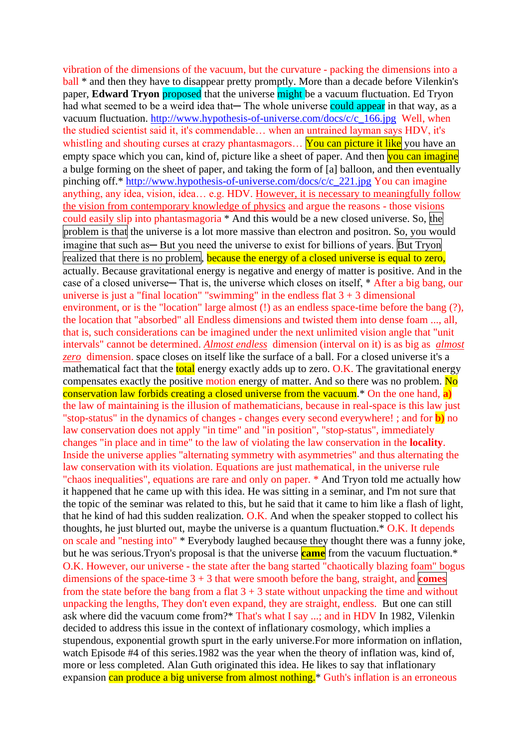vibration of the dimensions of the vacuum, but the curvature - packing the dimensions into a ball * and then they have to disappear pretty promptly. More than a decade before Vilenkin's paper, **Edward Tryon** proposed that the universe might be a vacuum fluctuation. Ed Tryon had what seemed to be a weird idea that─ The whole universe could appear in that way, as a vacuum fluctuation. http://www.hypothesis-of-universe.com/docs/c/c_166.jpg Well, when the studied scientist said it, it's commendable… when an untrained layman says HDV, it's whistling and shouting curses at crazy phantasmagors… You can picture it like you have an empty space which you can, kind of, picture like a sheet of paper. And then you can imagine a bulge forming on the sheet of paper, and taking the form of [a] balloon, and then eventually pinching off.* http://www.hypothesis-of-universe.com/docs/c/c_221.jpg You can imagine anything, any idea, vision, idea… e.g. HDV. However, it is necessary to meaningfully follow the vision from contemporary knowledge of physics and argue the reasons - those visions could easily slip into phantasmagoria * And this would be a new closed universe. So, the problem is that the universe is a lot more massive than electron and positron. So, you would imagine that such as─ But you need the universe to exist for billions of years. But Tryon realized that there is no problem, because the energy of a closed universe is equal to zero, actually. Because gravitational energy is negative and energy of matter is positive. And in the case of a closed universe─ That is, the universe which closes on itself, * After a big bang, our universe is just a "final location" "swimming" in the endless flat 3 + 3 dimensional environment, or is the "location" large almost (!) as an endless space-time before the bang (?), the location that "absorbed" all Endless dimensions and twisted them into dense foam ..., all, that is, such considerations can be imagined under the next unlimited vision angle that "unit intervals" cannot be determined. *Almost endless* dimension (interval on it) is as big as *almost zero* dimension. space closes on itself like the surface of a ball. For a closed universe it's a mathematical fact that the total energy exactly adds up to zero. O.K. The gravitational energy compensates exactly the positive motion energy of matter. And so there was no problem. No conservation law forbids creating a closed universe from the vacuum.* On the one hand, **a)** the law of maintaining is the illusion of mathematicians, because in real-space is this law just "stop-status" in the dynamics of changes - changes every second everywhere! ; and for **b)** no law conservation does not apply "in time" and "in position", "stop-status", immediately changes "in place and in time" to the law of violating the law conservation in the **locality**. Inside the universe applies "alternating symmetry with asymmetries" and thus alternating the law conservation with its violation. Equations are just mathematical, in the universe rule "chaos inequalities", equations are rare and only on paper. * And Tryon told me actually how it happened that he came up with this idea. He was sitting in a seminar, and I'm not sure that the topic of the seminar was related to this, but he said that it came to him like a flash of light, that he kind of had this sudden realization. O.K. And when the speaker stopped to collect his thoughts, he just blurted out, maybe the universe is a quantum fluctuation.* O.K. It depends on scale and "nesting into" * Everybody laughed because they thought there was a funny joke, but he was serious.Tryon's proposal is that the universe **came** from the vacuum fluctuation.* O.K. However, our universe - the state after the bang started "chaotically blazing foam" bogus dimensions of the space-time 3 + 3 that were smooth before the bang, straight, and **comes** from the state before the bang from a flat 3 + 3 state without unpacking the time and without unpacking the lengths, They don't even expand, they are straight, endless. But one can still ask where did the vacuum come from?* That's what I say ...; and in HDV In 1982, Vilenkin decided to address this issue in the context of inflationary cosmology, which implies a stupendous, exponential growth spurt in the early universe.For more information on inflation, watch Episode #4 of this series.1982 was the year when the theory of inflation was, kind of, more or less completed. Alan Guth originated this idea. He likes to say that inflationary expansion can produce a big universe from almost nothing.* Guth's inflation is an erroneous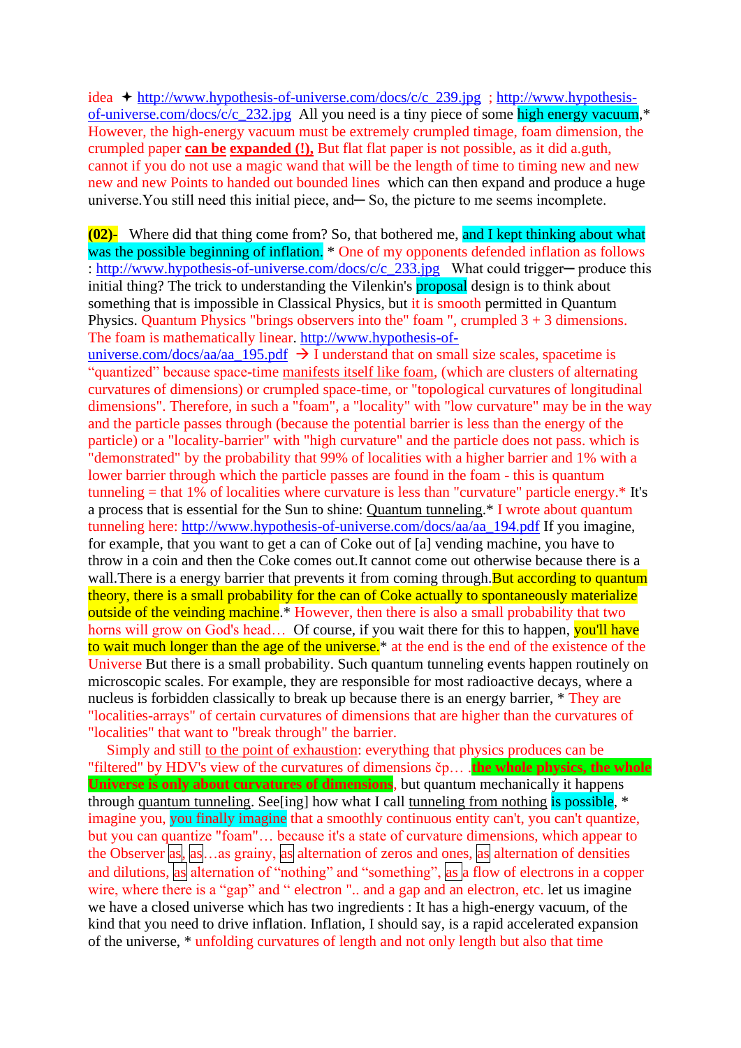idea ✦ http://www.hypothesis-of-universe.com/docs/c/c_239.jpg ; http://www.hypothesis-of-universe.com/docs/c/c_232.jpg All you need is a tiny piece of some high energy vacuum,* However, the high-energy vacuum must be extremely crumpled timage, foam dimension, the crumpled paper **can be** **expanded (!),** But flat flat paper is not possible, as it did a.guth, cannot if you do not use a magic wand that will be the length of time to timing new and new new and new Points to handed out bounded lines which can then expand and produce a huge universe.You still need this initial piece, and─ So, the picture to me seems incomplete.

**(02)-** Where did that thing come from? So, that bothered me, and I kept thinking about what was the possible beginning of inflation. * One of my opponents defended inflation as follows : http://www.hypothesis-of-universe.com/docs/c/c_233.jpg What could trigger─ produce this initial thing? The trick to understanding the Vilenkin's proposal design is to think about something that is impossible in Classical Physics, but it is smooth permitted in Quantum Physics. Quantum Physics "brings observers into the" foam ", crumpled 3 + 3 dimensions. The foam is mathematically linear. http://www.hypothesis-of-universe.com/docs/aa/aa_195.pdf → I understand that on small size scales, spacetime is “quantized” because space-time manifests itself like foam, (which are clusters of alternating curvatures of dimensions) or crumpled space-time, or "topological curvatures of longitudinal dimensions". Therefore, in such a "foam", a "locality" with "low curvature" may be in the way and the particle passes through (because the potential barrier is less than the energy of the particle) or a "locality-barrier" with "high curvature" and the particle does not pass. which is "demonstrated" by the probability that 99% of localities with a higher barrier and 1% with a lower barrier through which the particle passes are found in the foam - this is quantum tunneling = that 1% of localities where curvature is less than "curvature" particle energy.* It's a process that is essential for the Sun to shine: Quantum tunneling.* I wrote about quantum tunneling here: http://www.hypothesis-of-universe.com/docs/aa/aa_194.pdf If you imagine, for example, that you want to get a can of Coke out of [a] vending machine, you have to throw in a coin and then the Coke comes out.It cannot come out otherwise because there is a wall.There is a energy barrier that prevents it from coming through.But according to quantum theory, there is a small probability for the can of Coke actually to spontaneously materialize outside of the veinding machine.* However, then there is also a small probability that two horns will grow on God's head… Of course, if you wait there for this to happen, you'll have to wait much longer than the age of the universe.* at the end is the end of the existence of the Universe But there is a small probability. Such quantum tunneling events happen routinely on microscopic scales. For example, they are responsible for most radioactive decays, where a nucleus is forbidden classically to break up because there is an energy barrier, * They are "localities-arrays" of certain curvatures of dimensions that are higher than the curvatures of "localities" that want to "break through" the barrier.

Simply and still to the point of exhaustion: everything that physics produces can be "filtered" by HDV's view of the curvatures of dimensions čp… .**the whole physics, the whole Universe is only about curvatures of dimensions**, but quantum mechanically it happens through quantum tunneling. See[ing] how what I call tunneling from nothing is possible, * imagine you, you finally imagine that a smoothly continuous entity can't, you can't quantize, but you can quantize "foam"… because it's a state of curvature dimensions, which appear to the Observer as, as…as grainy, as alternation of zeros and ones, as alternation of densities and dilutions, as alternation of “nothing” and “something”, as a flow of electrons in a copper wire, where there is a “gap” and “ electron ".. and a gap and an electron, etc. let us imagine we have a closed universe which has two ingredients : It has a high-energy vacuum, of the kind that you need to drive inflation. Inflation, I should say, is a rapid accelerated expansion of the universe, * unfolding curvatures of length and not only length but also that time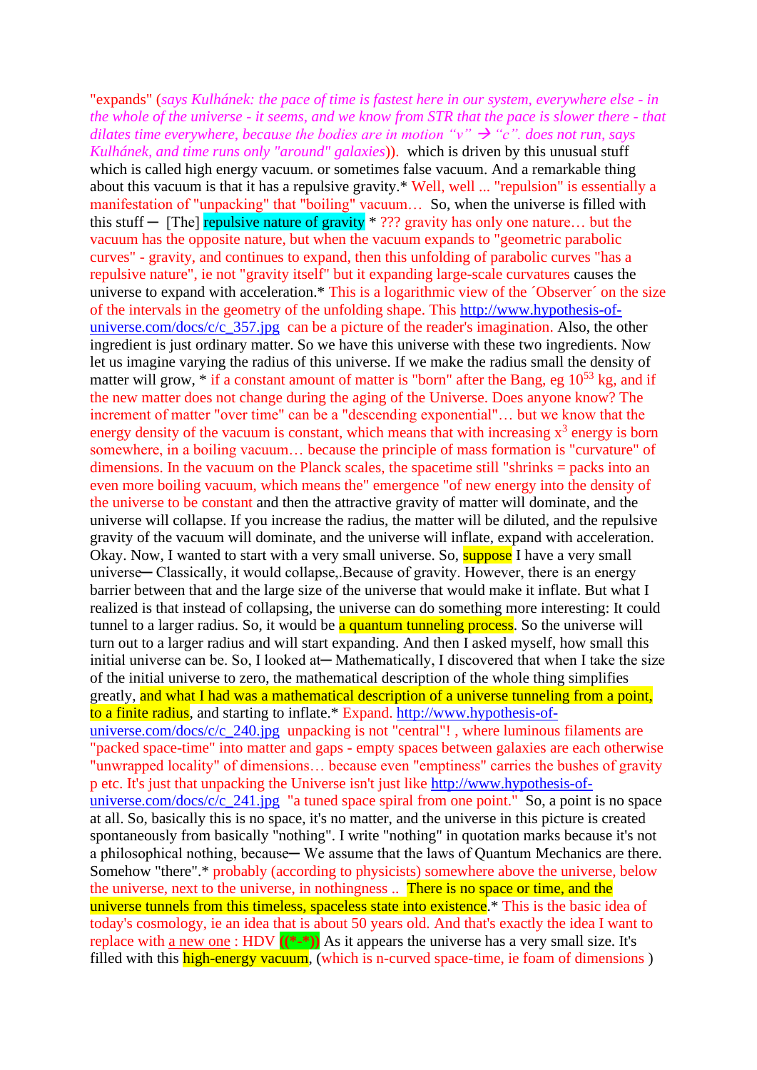"expands" (*says Kulhánek: the pace of time is fastest here in our system, everywhere else - in the whole of the universe - it seems, and we know from STR that the pace is slower there - that dilates time everywhere, because the bodies are in motion "v" → "c". does not run, says Kulhánek, and time runs only "around" galaxies*)). which is driven by this unusual stuff which is called high energy vacuum. or sometimes false vacuum. And a remarkable thing about this vacuum is that it has a repulsive gravity.* Well, well ... "repulsion" is essentially a manifestation of "unpacking" that "boiling" vacuum… So, when the universe is filled with this stuff ─ [The] repulsive nature of gravity * ??? gravity has only one nature… but the vacuum has the opposite nature, but when the vacuum expands to "geometric parabolic curves" - gravity, and continues to expand, then this unfolding of parabolic curves "has a repulsive nature", ie not "gravity itself" but it expanding large-scale curvatures causes the universe to expand with acceleration.* This is a logarithmic view of the ´Observer´ on the size of the intervals in the geometry of the unfolding shape. This http://www.hypothesis-of-universe.com/docs/c/c_357.jpg can be a picture of the reader's imagination. Also, the other ingredient is just ordinary matter. So we have this universe with these two ingredients. Now let us imagine varying the radius of this universe. If we make the radius small the density of matter will grow, * if a constant amount of matter is "born" after the Bang, eg $10^{53}$ kg, and if the new matter does not change during the aging of the Universe. Does anyone know? The increment of matter "over time" can be a "descending exponential"… but we know that the energy density of the vacuum is constant, which means that with increasing $x^3$ energy is born somewhere, in a boiling vacuum… because the principle of mass formation is "curvature" of dimensions. In the vacuum on the Planck scales, the spacetime still "shrinks = packs into an even more boiling vacuum, which means the" emergence "of new energy into the density of the universe to be constant and then the attractive gravity of matter will dominate, and the universe will collapse. If you increase the radius, the matter will be diluted, and the repulsive gravity of the vacuum will dominate, and the universe will inflate, expand with acceleration. Okay. Now, I wanted to start with a very small universe. So, suppose I have a very small universe─ Classically, it would collapse,.Because of gravity. However, there is an energy barrier between that and the large size of the universe that would make it inflate. But what I realized is that instead of collapsing, the universe can do something more interesting: It could tunnel to a larger radius. So, it would be a quantum tunneling process. So the universe will turn out to a larger radius and will start expanding. And then I asked myself, how small this initial universe can be. So, I looked at─ Mathematically, I discovered that when I take the size of the initial universe to zero, the mathematical description of the whole thing simplifies greatly, and what I had was a mathematical description of a universe tunneling from a point, to a finite radius, and starting to inflate.* Expand. http://www.hypothesis-of-universe.com/docs/c/c_240.jpg unpacking is not "central"! , where luminous filaments are "packed space-time" into matter and gaps - empty spaces between galaxies are each otherwise "unwrapped locality" of dimensions… because even "emptiness" carries the bushes of gravity p etc. It's just that unpacking the Universe isn't just like http://www.hypothesis-of-universe.com/docs/c/c_241.jpg "a tuned space spiral from one point." So, a point is no space at all. So, basically this is no space, it's no matter, and the universe in this picture is created spontaneously from basically "nothing". I write "nothing" in quotation marks because it's not a philosophical nothing, because─ We assume that the laws of Quantum Mechanics are there. Somehow "there".* probably (according to physicists) somewhere above the universe, below the universe, next to the universe, in nothingness .. There is no space or time, and the universe tunnels from this timeless, spaceless state into existence.* This is the basic idea of today's cosmology, ie an idea that is about 50 years old. And that's exactly the idea I want to replace with a new one : HDV ((*-*)) As it appears the universe has a very small size. It's filled with this high-energy vacuum, (which is n-curved space-time, ie foam of dimensions )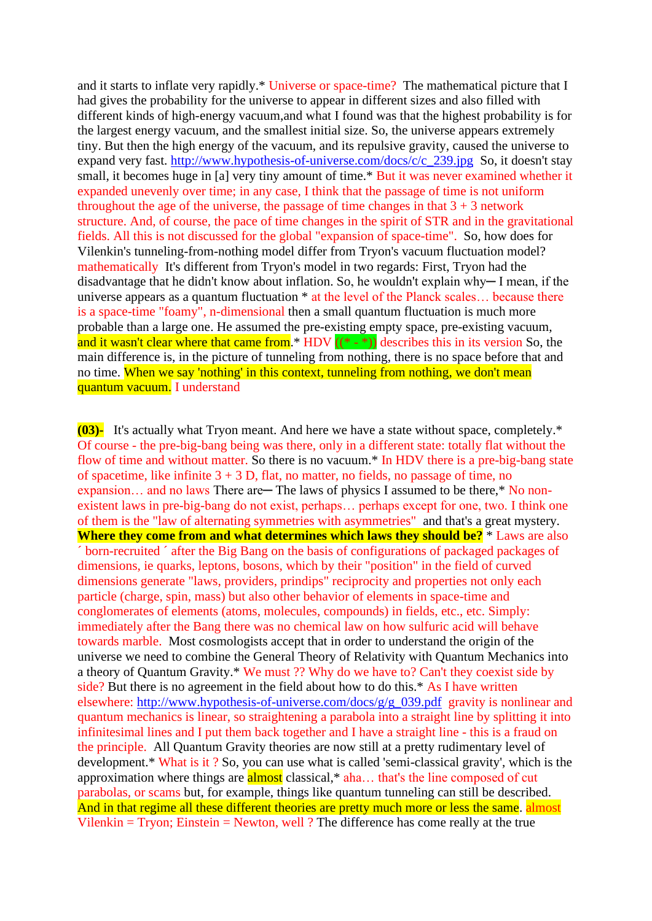and it starts to inflate very rapidly.* Universe or space-time? The mathematical picture that I had gives the probability for the universe to appear in different sizes and also filled with different kinds of high-energy vacuum,and what I found was that the highest probability is for the largest energy vacuum, and the smallest initial size. So, the universe appears extremely tiny. But then the high energy of the vacuum, and its repulsive gravity, caused the universe to expand very fast. http://www.hypothesis-of-universe.com/docs/c/c_239.jpg So, it doesn't stay small, it becomes huge in [a] very tiny amount of time.* But it was never examined whether it expanded unevenly over time; in any case, I think that the passage of time is not uniform throughout the age of the universe, the passage of time changes in that 3 + 3 network structure. And, of course, the pace of time changes in the spirit of STR and in the gravitational fields. All this is not discussed for the global "expansion of space-time". So, how does for Vilenkin's tunneling-from-nothing model differ from Tryon's vacuum fluctuation model? mathematically It's different from Tryon's model in two regards: First, Tryon had the disadvantage that he didn't know about inflation. So, he wouldn't explain why─ I mean, if the universe appears as a quantum fluctuation * at the level of the Planck scales… because there is a space-time "foamy", n-dimensional then a small quantum fluctuation is much more probable than a large one. He assumed the pre-existing empty space, pre-existing vacuum, and it wasn't clear where that came from.* HDV ((* - *)) describes this in its version So, the main difference is, in the picture of tunneling from nothing, there is no space before that and no time. When we say 'nothing' in this context, tunneling from nothing, we don't mean quantum vacuum. I understand

**(03)-** It's actually what Tryon meant. And here we have a state without space, completely.* Of course - the pre-big-bang being was there, only in a different state: totally flat without the flow of time and without matter. So there is no vacuum.* In HDV there is a pre-big-bang state of spacetime, like infinite 3 + 3 D, flat, no matter, no fields, no passage of time, no expansion… and no laws There are─ The laws of physics I assumed to be there,* No non-existent laws in pre-big-bang do not exist, perhaps… perhaps except for one, two. I think one of them is the "law of alternating symmetries with asymmetries" and that's a great mystery. **Where they come from and what determines which laws they should be?** * Laws are also ´ born-recruited ´ after the Big Bang on the basis of configurations of packaged packages of dimensions, ie quarks, leptons, bosons, which by their "position" in the field of curved dimensions generate "laws, providers, prindips" reciprocity and properties not only each particle (charge, spin, mass) but also other behavior of elements in space-time and conglomerates of elements (atoms, molecules, compounds) in fields, etc., etc. Simply: immediately after the Bang there was no chemical law on how sulfuric acid will behave towards marble. Most cosmologists accept that in order to understand the origin of the universe we need to combine the General Theory of Relativity with Quantum Mechanics into a theory of Quantum Gravity.* We must ?? Why do we have to? Can't they coexist side by side? But there is no agreement in the field about how to do this.* As I have written elsewhere: http://www.hypothesis-of-universe.com/docs/g/g_039.pdf gravity is nonlinear and quantum mechanics is linear, so straightening a parabola into a straight line by splitting it into infinitesimal lines and I put them back together and I have a straight line - this is a fraud on the principle. All Quantum Gravity theories are now still at a pretty rudimentary level of development.* What is it ? So, you can use what is called 'semi-classical gravity', which is the approximation where things are almost classical,* aha… that's the line composed of cut parabolas, or scams but, for example, things like quantum tunneling can still be described. And in that regime all these different theories are pretty much more or less the same. almost Vilenkin = Tryon; Einstein = Newton, well ? The difference has come really at the true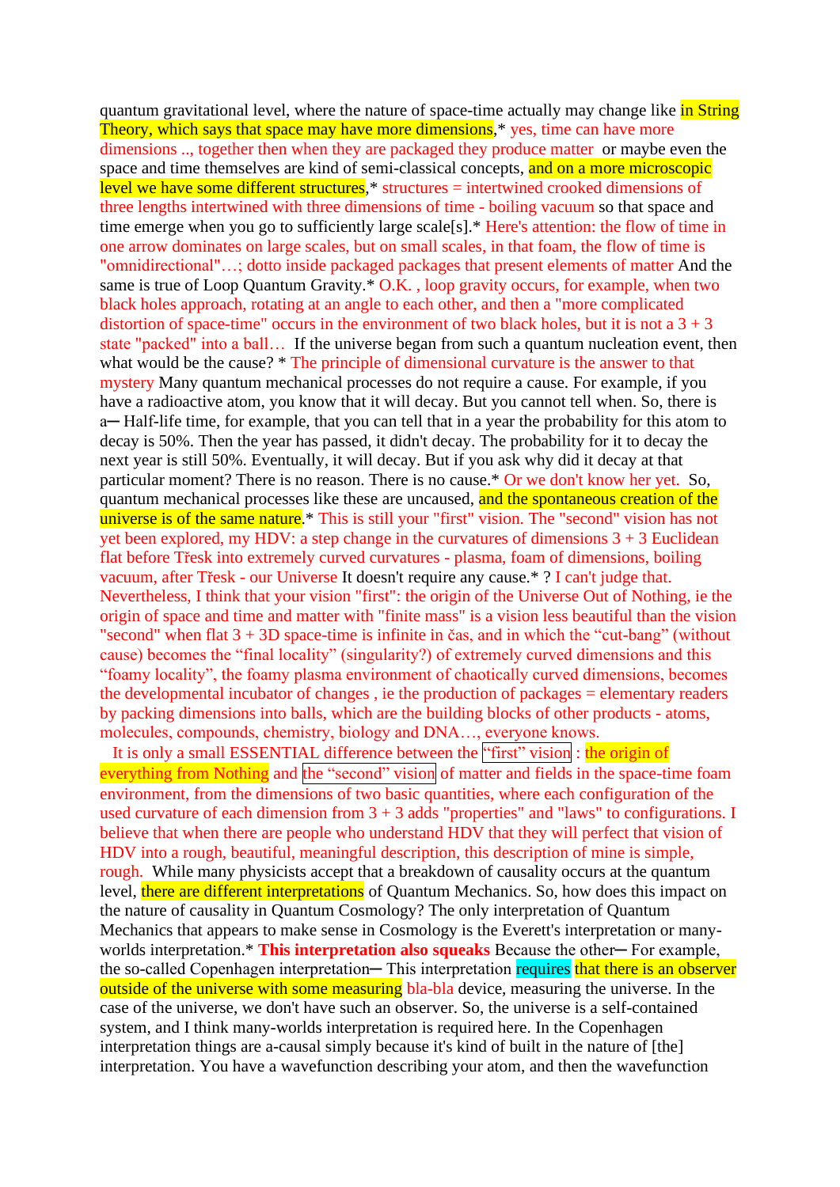quantum gravitational level, where the nature of space-time actually may change like in String Theory, which says that space may have more dimensions,* yes, time can have more dimensions .., together then when they are packaged they produce matter or maybe even the space and time themselves are kind of semi-classical concepts, and on a more microscopic level we have some different structures,* structures = intertwined crooked dimensions of three lengths intertwined with three dimensions of time - boiling vacuum so that space and time emerge when you go to sufficiently large scale[s].* Here's attention: the flow of time in one arrow dominates on large scales, but on small scales, in that foam, the flow of time is "omnidirectional"…; dotto inside packaged packages that present elements of matter And the same is true of Loop Quantum Gravity.* O.K. , loop gravity occurs, for example, when two black holes approach, rotating at an angle to each other, and then a "more complicated distortion of space-time" occurs in the environment of two black holes, but it is not a 3 + 3 state "packed" into a ball… If the universe began from such a quantum nucleation event, then what would be the cause? * The principle of dimensional curvature is the answer to that mystery Many quantum mechanical processes do not require a cause. For example, if you have a radioactive atom, you know that it will decay. But you cannot tell when. So, there is a─ Half-life time, for example, that you can tell that in a year the probability for this atom to decay is 50%. Then the year has passed, it didn't decay. The probability for it to decay the next year is still 50%. Eventually, it will decay. But if you ask why did it decay at that particular moment? There is no reason. There is no cause.* Or we don't know her yet. So, quantum mechanical processes like these are uncaused, and the spontaneous creation of the universe is of the same nature.* This is still your "first" vision. The "second" vision has not yet been explored, my HDV: a step change in the curvatures of dimensions 3 + 3 Euclidean flat before Třesk into extremely curved curvatures - plasma, foam of dimensions, boiling vacuum, after Třesk - our Universe It doesn't require any cause.* ? I can't judge that. Nevertheless, I think that your vision "first": the origin of the Universe Out of Nothing, ie the origin of space and time and matter with "finite mass" is a vision less beautiful than the vision "second" when flat 3 + 3D space-time is infinite in čas, and in which the "cut-bang" (without cause) becomes the "final locality" (singularity?) of extremely curved dimensions and this "foamy locality", the foamy plasma environment of chaotically curved dimensions, becomes the developmental incubator of changes , ie the production of packages = elementary readers by packing dimensions into balls, which are the building blocks of other products - atoms, molecules, compounds, chemistry, biology and DNA…, everyone knows.

It is only a small ESSENTIAL difference between the "first" vision : the origin of everything from Nothing and the "second" vision of matter and fields in the space-time foam environment, from the dimensions of two basic quantities, where each configuration of the used curvature of each dimension from 3 + 3 adds "properties" and "laws" to configurations. I believe that when there are people who understand HDV that they will perfect that vision of HDV into a rough, beautiful, meaningful description, this description of mine is simple, rough. While many physicists accept that a breakdown of causality occurs at the quantum level, there are different interpretations of Quantum Mechanics. So, how does this impact on the nature of causality in Quantum Cosmology? The only interpretation of Quantum Mechanics that appears to make sense in Cosmology is the Everett's interpretation or many-worlds interpretation.* **This interpretation also squeaks** Because the other─ For example, the so-called Copenhagen interpretation─ This interpretation requires that there is an observer outside of the universe with some measuring bla-bla device, measuring the universe. In the case of the universe, we don't have such an observer. So, the universe is a self-contained system, and I think many-worlds interpretation is required here. In the Copenhagen interpretation things are a-causal simply because it's kind of built in the nature of [the] interpretation. You have a wavefunction describing your atom, and then the wavefunction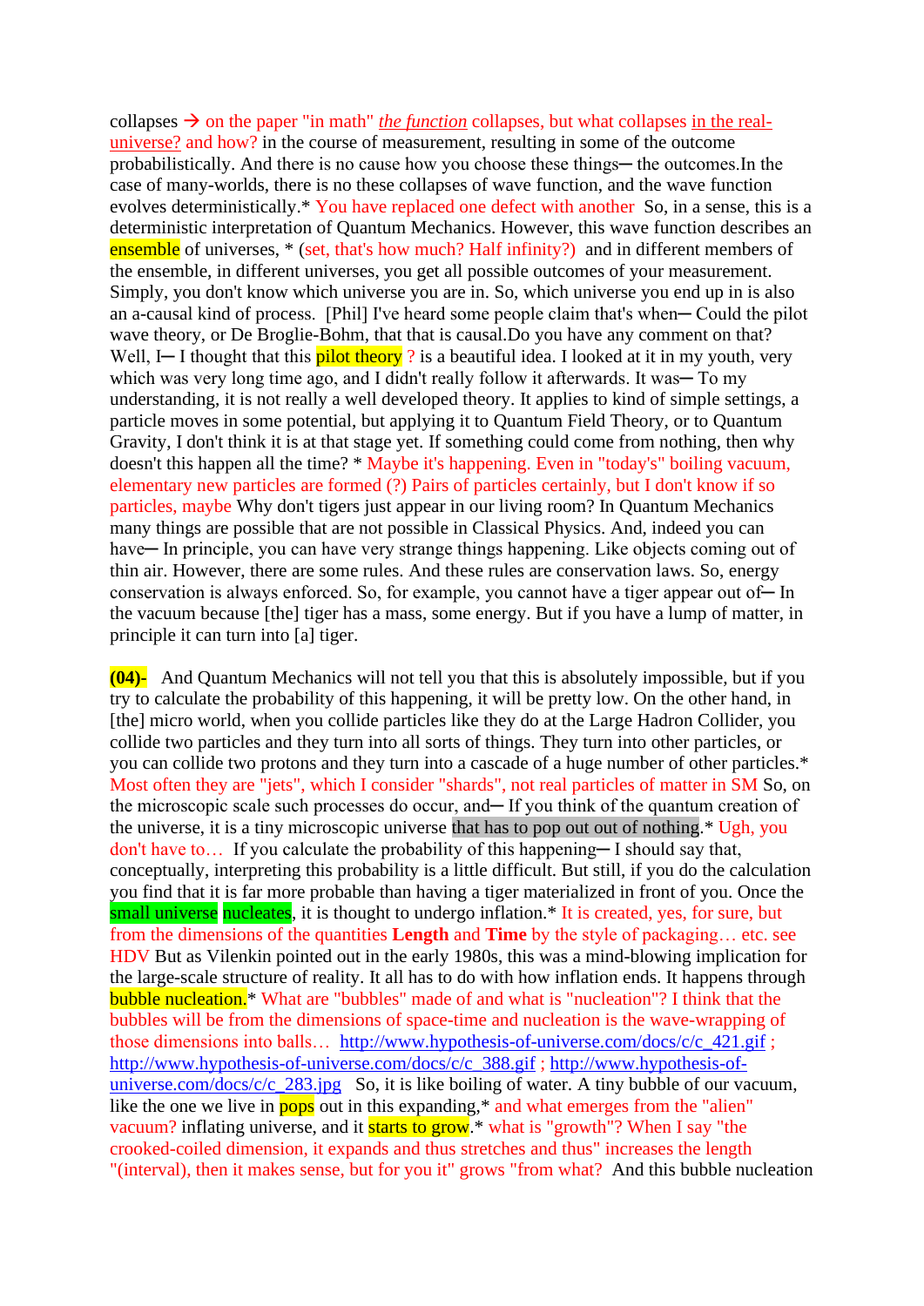collapses → on the paper "in math" *the function* collapses, but what collapses in the real-universe? and how? in the course of measurement, resulting in some of the outcome probabilistically. And there is no cause how you choose these things─ the outcomes.In the case of many-worlds, there is no these collapses of wave function, and the wave function evolves deterministically.* You have replaced one defect with another  So, in a sense, this is a deterministic interpretation of Quantum Mechanics. However, this wave function describes an ensemble of universes, * (set, that's how much? Half infinity?)  and in different members of the ensemble, in different universes, you get all possible outcomes of your measurement. Simply, you don't know which universe you are in. So, which universe you end up in is also an a-causal kind of process.  [Phil] I've heard some people claim that's when─ Could the pilot wave theory, or De Broglie-Bohm, that that is causal.Do you have any comment on that? Well, I─ I thought that this pilot theory ? is a beautiful idea. I looked at it in my youth, very which was very long time ago, and I didn't really follow it afterwards. It was─ To my understanding, it is not really a well developed theory. It applies to kind of simple settings, a particle moves in some potential, but applying it to Quantum Field Theory, or to Quantum Gravity, I don't think it is at that stage yet. If something could come from nothing, then why doesn't this happen all the time? * Maybe it's happening. Even in "today's" boiling vacuum, elementary new particles are formed (?) Pairs of particles certainly, but I don't know if so particles, maybe Why don't tigers just appear in our living room? In Quantum Mechanics many things are possible that are not possible in Classical Physics. And, indeed you can have─ In principle, you can have very strange things happening. Like objects coming out of thin air. However, there are some rules. And these rules are conservation laws. So, energy conservation is always enforced. So, for example, you cannot have a tiger appear out of─ In the vacuum because [the] tiger has a mass, some energy. But if you have a lump of matter, in principle it can turn into [a] tiger.

**(04)-**  And Quantum Mechanics will not tell you that this is absolutely impossible, but if you try to calculate the probability of this happening, it will be pretty low. On the other hand, in [the] micro world, when you collide particles like they do at the Large Hadron Collider, you collide two particles and they turn into all sorts of things. They turn into other particles, or you can collide two protons and they turn into a cascade of a huge number of other particles.* Most often they are "jets", which I consider "shards", not real particles of matter in SM So, on the microscopic scale such processes do occur, and─ If you think of the quantum creation of the universe, it is a tiny microscopic universe that has to pop out out of nothing.* Ugh, you don't have to…  If you calculate the probability of this happening─ I should say that, conceptually, interpreting this probability is a little difficult. But still, if you do the calculation you find that it is far more probable than having a tiger materialized in front of you. Once the small universe nucleates, it is thought to undergo inflation.* It is created, yes, for sure, but from the dimensions of the quantities **Length** and **Time** by the style of packaging… etc. see HDV But as Vilenkin pointed out in the early 1980s, this was a mind-blowing implication for the large-scale structure of reality. It all has to do with how inflation ends. It happens through bubble nucleation.* What are "bubbles" made of and what is "nucleation"? I think that the bubbles will be from the dimensions of space-time and nucleation is the wave-wrapping of those dimensions into balls…  http://www.hypothesis-of-universe.com/docs/c/c_421.gif ; http://www.hypothesis-of-universe.com/docs/c/c_388.gif ; http://www.hypothesis-of-universe.com/docs/c/c_283.jpg   So, it is like boiling of water. A tiny bubble of our vacuum, like the one we live in pops out in this expanding,* and what emerges from the "alien" vacuum? inflating universe, and it starts to grow.* what is "growth"? When I say "the crooked-coiled dimension, it expands and thus stretches and thus" increases the length "(interval), then it makes sense, but for you it" grows "from what?  And this bubble nucleation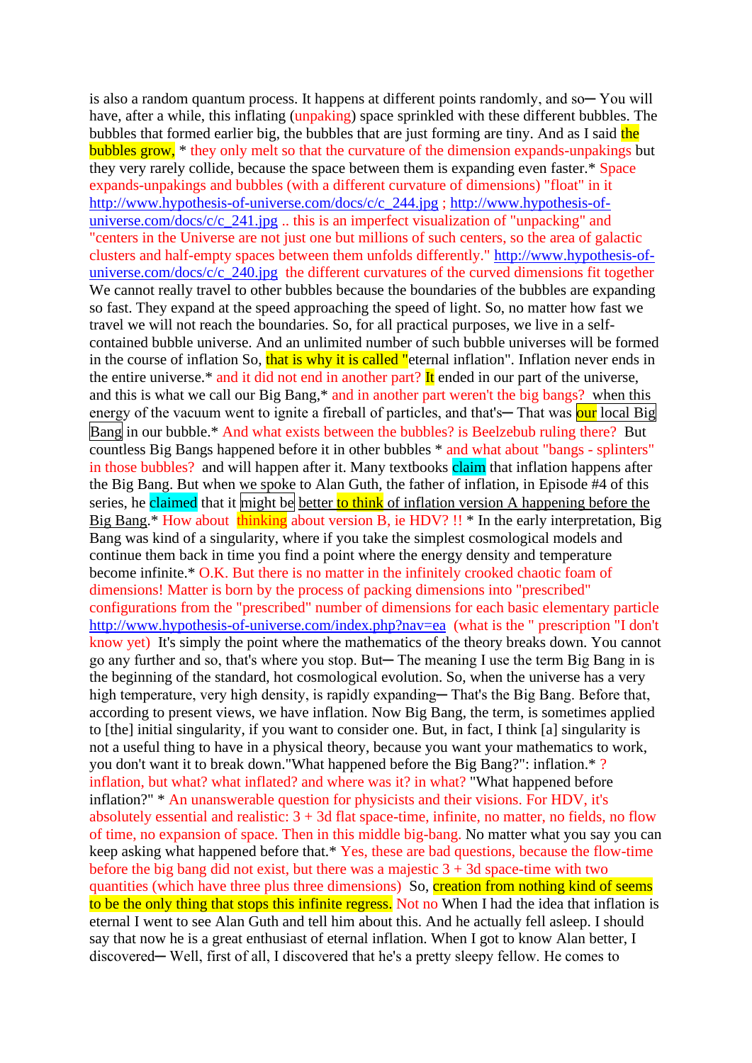is also a random quantum process. It happens at different points randomly, and so─ You will have, after a while, this inflating (unpaking) space sprinkled with these different bubbles. The bubbles that formed earlier big, the bubbles that are just forming are tiny. And as I said the bubbles grow, * they only melt so that the curvature of the dimension expands-unpakings but they very rarely collide, because the space between them is expanding even faster.* Space expands-unpakings and bubbles (with a different curvature of dimensions) "float" in it http://www.hypothesis-of-universe.com/docs/c/c_244.jpg ; http://www.hypothesis-of-universe.com/docs/c/c_241.jpg .. this is an imperfect visualization of "unpacking" and "centers in the Universe are not just one but millions of such centers, so the area of galactic clusters and half-empty spaces between them unfolds differently." http://www.hypothesis-of-universe.com/docs/c/c_240.jpg the different curvatures of the curved dimensions fit together We cannot really travel to other bubbles because the boundaries of the bubbles are expanding so fast. They expand at the speed approaching the speed of light. So, no matter how fast we travel we will not reach the boundaries. So, for all practical purposes, we live in a self-contained bubble universe. And an unlimited number of such bubble universes will be formed in the course of inflation So, that is why it is called "eternal inflation". Inflation never ends in the entire universe.* and it did not end in another part? It ended in our part of the universe, and this is what we call our Big Bang,* and in another part weren't the big bangs? when this energy of the vacuum went to ignite a fireball of particles, and that's─ That was our local Big Bang in our bubble.* And what exists between the bubbles? is Beelzebub ruling there? But countless Big Bangs happened before it in other bubbles * and what about "bangs - splinters" in those bubbles? and will happen after it. Many textbooks claim that inflation happens after the Big Bang. But when we spoke to Alan Guth, the father of inflation, in Episode #4 of this series, he claimed that it might be better to think of inflation version A happening before the Big Bang.* How about thinking about version B, ie HDV? !! * In the early interpretation, Big Bang was kind of a singularity, where if you take the simplest cosmological models and continue them back in time you find a point where the energy density and temperature become infinite.* O.K. But there is no matter in the infinitely crooked chaotic foam of dimensions! Matter is born by the process of packing dimensions into "prescribed" configurations from the "prescribed" number of dimensions for each basic elementary particle http://www.hypothesis-of-universe.com/index.php?nav=ea (what is the " prescription "I don't know yet) It's simply the point where the mathematics of the theory breaks down. You cannot go any further and so, that's where you stop. But─ The meaning I use the term Big Bang in is the beginning of the standard, hot cosmological evolution. So, when the universe has a very high temperature, very high density, is rapidly expanding─ That's the Big Bang. Before that, according to present views, we have inflation. Now Big Bang, the term, is sometimes applied to [the] initial singularity, if you want to consider one. But, in fact, I think [a] singularity is not a useful thing to have in a physical theory, because you want your mathematics to work, you don't want it to break down."What happened before the Big Bang?": inflation.* ? inflation, but what? what inflated? and where was it? in what? "What happened before inflation?" * An unanswerable question for physicists and their visions. For HDV, it's absolutely essential and realistic: 3 + 3d flat space-time, infinite, no matter, no fields, no flow of time, no expansion of space. Then in this middle big-bang. No matter what you say you can keep asking what happened before that.* Yes, these are bad questions, because the flow-time before the big bang did not exist, but there was a majestic 3 + 3d space-time with two quantities (which have three plus three dimensions) So, creation from nothing kind of seems to be the only thing that stops this infinite regress. Not no When I had the idea that inflation is eternal I went to see Alan Guth and tell him about this. And he actually fell asleep. I should say that now he is a great enthusiast of eternal inflation. When I got to know Alan better, I discovered─ Well, first of all, I discovered that he's a pretty sleepy fellow. He comes to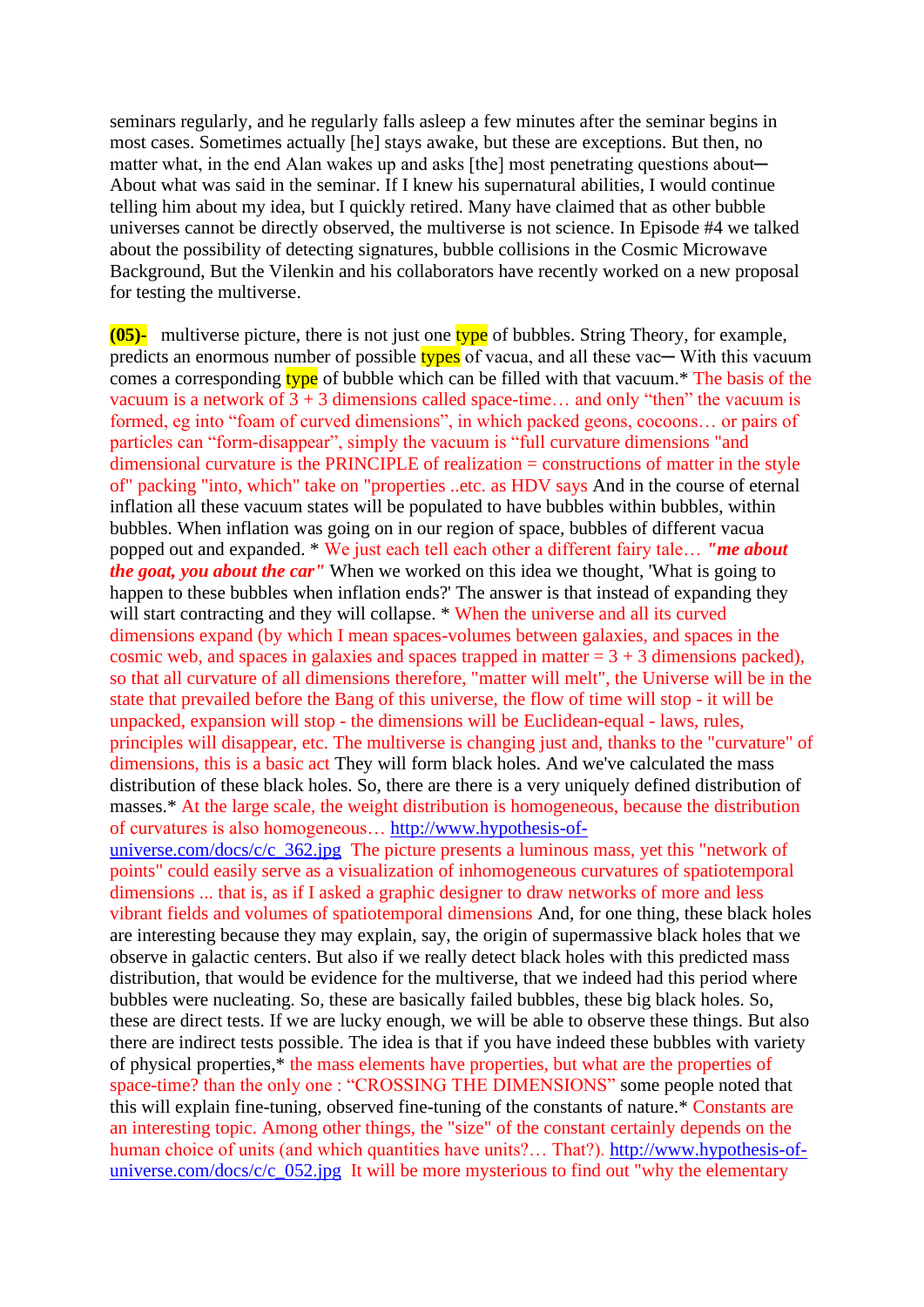seminars regularly, and he regularly falls asleep a few minutes after the seminar begins in most cases. Sometimes actually [he] stays awake, but these are exceptions. But then, no matter what, in the end Alan wakes up and asks [the] most penetrating questions about─ About what was said in the seminar. If I knew his supernatural abilities, I would continue telling him about my idea, but I quickly retired. Many have claimed that as other bubble universes cannot be directly observed, the multiverse is not science. In Episode #4 we talked about the possibility of detecting signatures, bubble collisions in the Cosmic Microwave Background, But the Vilenkin and his collaborators have recently worked on a new proposal for testing the multiverse.

**(05)-** multiverse picture, there is not just one type of bubbles. String Theory, for example, predicts an enormous number of possible types of vacua, and all these vac─ With this vacuum comes a corresponding type of bubble which can be filled with that vacuum.* The basis of the vacuum is a network of 3 + 3 dimensions called space-time… and only "then" the vacuum is formed, eg into "foam of curved dimensions", in which packed geons, cocoons… or pairs of particles can "form-disappear", simply the vacuum is "full curvature dimensions "and dimensional curvature is the PRINCIPLE of realization = constructions of matter in the style of" packing "into, which" take on "properties ..etc. as HDV says And in the course of eternal inflation all these vacuum states will be populated to have bubbles within bubbles, within bubbles. When inflation was going on in our region of space, bubbles of different vacua popped out and expanded. * We just each tell each other a different fairy tale… ***"me about the goat, you about the car"*** When we worked on this idea we thought, 'What is going to happen to these bubbles when inflation ends?' The answer is that instead of expanding they will start contracting and they will collapse. * When the universe and all its curved dimensions expand (by which I mean spaces-volumes between galaxies, and spaces in the cosmic web, and spaces in galaxies and spaces trapped in matter = 3 + 3 dimensions packed), so that all curvature of all dimensions therefore, "matter will melt", the Universe will be in the state that prevailed before the Bang of this universe, the flow of time will stop - it will be unpacked, expansion will stop - the dimensions will be Euclidean-equal - laws, rules, principles will disappear, etc. The multiverse is changing just and, thanks to the "curvature" of dimensions, this is a basic act They will form black holes. And we've calculated the mass distribution of these black holes. So, there are there is a very uniquely defined distribution of masses.* At the large scale, the weight distribution is homogeneous, because the distribution of curvatures is also homogeneous… http://www.hypothesis-of-universe.com/docs/c/c_362.jpg The picture presents a luminous mass, yet this "network of points" could easily serve as a visualization of inhomogeneous curvatures of spatiotemporal dimensions ... that is, as if I asked a graphic designer to draw networks of more and less vibrant fields and volumes of spatiotemporal dimensions And, for one thing, these black holes are interesting because they may explain, say, the origin of supermassive black holes that we observe in galactic centers. But also if we really detect black holes with this predicted mass distribution, that would be evidence for the multiverse, that we indeed had this period where bubbles were nucleating. So, these are basically failed bubbles, these big black holes. So, these are direct tests. If we are lucky enough, we will be able to observe these things. But also there are indirect tests possible. The idea is that if you have indeed these bubbles with variety of physical properties,* the mass elements have properties, but what are the properties of space-time? than the only one : "CROSSING THE DIMENSIONS" some people noted that this will explain fine-tuning, observed fine-tuning of the constants of nature.* Constants are an interesting topic. Among other things, the "size" of the constant certainly depends on the human choice of units (and which quantities have units?… That?). http://www.hypothesis-of-universe.com/docs/c/c_052.jpg It will be more mysterious to find out "why the elementary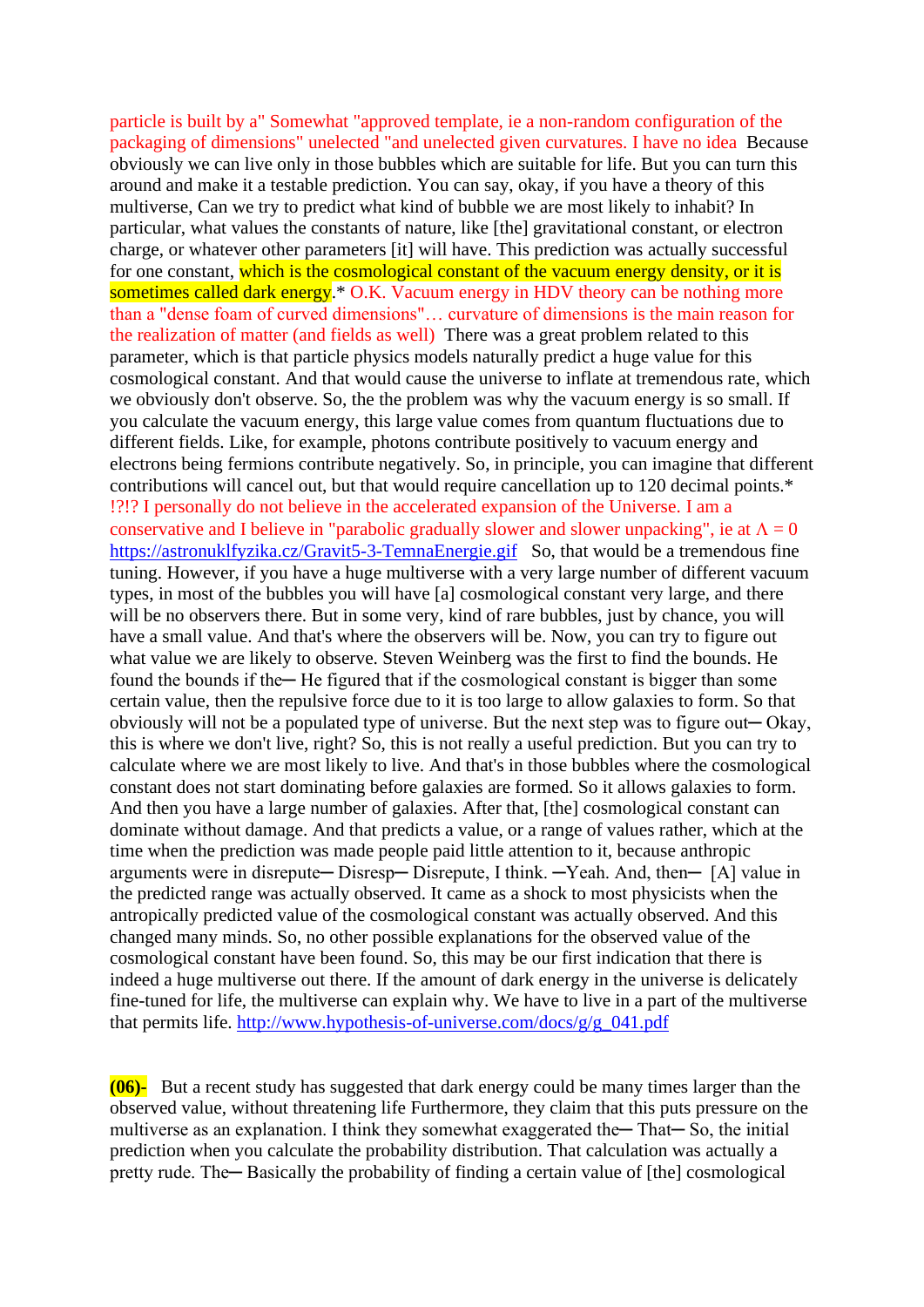particle is built by a" Somewhat "approved template, ie a non-random configuration of the packaging of dimensions" unelected "and unelected given curvatures. I have no idea Because obviously we can live only in those bubbles which are suitable for life. But you can turn this around and make it a testable prediction. You can say, okay, if you have a theory of this multiverse, Can we try to predict what kind of bubble we are most likely to inhabit? In particular, what values the constants of nature, like [the] gravitational constant, or electron charge, or whatever other parameters [it] will have. This prediction was actually successful for one constant, which is the cosmological constant of the vacuum energy density, or it is sometimes called dark energy.* O.K. Vacuum energy in HDV theory can be nothing more than a "dense foam of curved dimensions"… curvature of dimensions is the main reason for the realization of matter (and fields as well) There was a great problem related to this parameter, which is that particle physics models naturally predict a huge value for this cosmological constant. And that would cause the universe to inflate at tremendous rate, which we obviously don't observe. So, the the problem was why the vacuum energy is so small. If you calculate the vacuum energy, this large value comes from quantum fluctuations due to different fields. Like, for example, photons contribute positively to vacuum energy and electrons being fermions contribute negatively. So, in principle, you can imagine that different contributions will cancel out, but that would require cancellation up to 120 decimal points.* !?!? I personally do not believe in the accelerated expansion of the Universe. I am a conservative and I believe in "parabolic gradually slower and slower unpacking", ie at $\Lambda = 0$ https://astronuklfyzika.cz/Gravit5-3-TemnaEnergie.gif So, that would be a tremendous fine tuning. However, if you have a huge multiverse with a very large number of different vacuum types, in most of the bubbles you will have [a] cosmological constant very large, and there will be no observers there. But in some very, kind of rare bubbles, just by chance, you will have a small value. And that's where the observers will be. Now, you can try to figure out what value we are likely to observe. Steven Weinberg was the first to find the bounds. He found the bounds if the─ He figured that if the cosmological constant is bigger than some certain value, then the repulsive force due to it is too large to allow galaxies to form. So that obviously will not be a populated type of universe. But the next step was to figure out─ Okay, this is where we don't live, right? So, this is not really a useful prediction. But you can try to calculate where we are most likely to live. And that's in those bubbles where the cosmological constant does not start dominating before galaxies are formed. So it allows galaxies to form. And then you have a large number of galaxies. After that, [the] cosmological constant can dominate without damage. And that predicts a value, or a range of values rather, which at the time when the prediction was made people paid little attention to it, because anthropic arguments were in disrepute─ Disresp─ Disrepute, I think. ─Yeah. And, then─ [A] value in the predicted range was actually observed. It came as a shock to most physicists when the antropically predicted value of the cosmological constant was actually observed. And this changed many minds. So, no other possible explanations for the observed value of the cosmological constant have been found. So, this may be our first indication that there is indeed a huge multiverse out there. If the amount of dark energy in the universe is delicately fine-tuned for life, the multiverse can explain why. We have to live in a part of the multiverse that permits life. http://www.hypothesis-of-universe.com/docs/g/g_041.pdf

**(06)-** But a recent study has suggested that dark energy could be many times larger than the observed value, without threatening life Furthermore, they claim that this puts pressure on the multiverse as an explanation. I think they somewhat exaggerated the─ That─ So, the initial prediction when you calculate the probability distribution. That calculation was actually a pretty rude. The─ Basically the probability of finding a certain value of [the] cosmological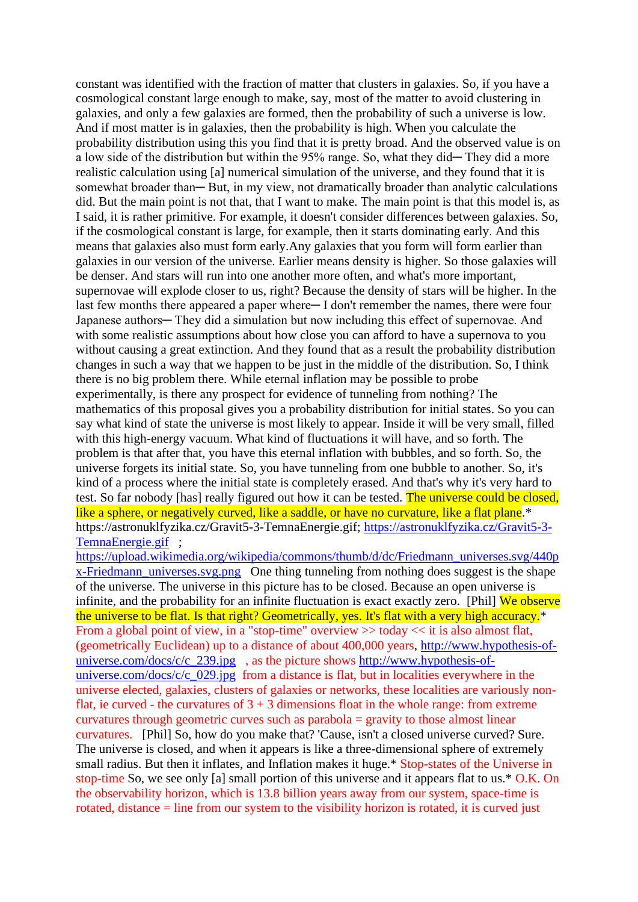constant was identified with the fraction of matter that clusters in galaxies. So, if you have a cosmological constant large enough to make, say, most of the matter to avoid clustering in galaxies, and only a few galaxies are formed, then the probability of such a universe is low. And if most matter is in galaxies, then the probability is high. When you calculate the probability distribution using this you find that it is pretty broad. And the observed value is on a low side of the distribution but within the 95% range. So, what they did─ They did a more realistic calculation using [a] numerical simulation of the universe, and they found that it is somewhat broader than─ But, in my view, not dramatically broader than analytic calculations did. But the main point is not that, that I want to make. The main point is that this model is, as I said, it is rather primitive. For example, it doesn't consider differences between galaxies. So, if the cosmological constant is large, for example, then it starts dominating early. And this means that galaxies also must form early.Any galaxies that you form will form earlier than galaxies in our version of the universe. Earlier means density is higher. So those galaxies will be denser. And stars will run into one another more often, and what's more important, supernovae will explode closer to us, right? Because the density of stars will be higher. In the last few months there appeared a paper where─ I don't remember the names, there were four Japanese authors─ They did a simulation but now including this effect of supernovae. And with some realistic assumptions about how close you can afford to have a supernova to you without causing a great extinction. And they found that as a result the probability distribution changes in such a way that we happen to be just in the middle of the distribution. So, I think there is no big problem there. While eternal inflation may be possible to probe experimentally, is there any prospect for evidence of tunneling from nothing? The mathematics of this proposal gives you a probability distribution for initial states. So you can say what kind of state the universe is most likely to appear. Inside it will be very small, filled with this high-energy vacuum. What kind of fluctuations it will have, and so forth. The problem is that after that, you have this eternal inflation with bubbles, and so forth. So, the universe forgets its initial state. So, you have tunneling from one bubble to another. So, it's kind of a process where the initial state is completely erased. And that's why it's very hard to test. So far nobody [has] really figured out how it can be tested. The universe could be closed, like a sphere, or negatively curved, like a saddle, or have no curvature, like a flat plane.* https://astronuklfyzika.cz/Gravit5-3-TemnaEnergie.gif; https://astronuklfyzika.cz/Gravit5-3-TemnaEnergie.gif ; https://upload.wikimedia.org/wikipedia/commons/thumb/d/dc/Friedmann_universes.svg/440px-Friedmann_universes.svg.png One thing tunneling from nothing does suggest is the shape of the universe. The universe in this picture has to be closed. Because an open universe is infinite, and the probability for an infinite fluctuation is exact exactly zero. [Phil] We observe the universe to be flat. Is that right? Geometrically, yes. It's flat with a very high accuracy.* From a global point of view, in a "stop-time" overview >> today << it is also almost flat, (geometrically Euclidean) up to a distance of about 400,000 years, http://www.hypothesis-of-universe.com/docs/c/c_239.jpg , as the picture shows http://www.hypothesis-of-universe.com/docs/c/c_029.jpg from a distance is flat, but in localities everywhere in the universe elected, galaxies, clusters of galaxies or networks, these localities are variously non-flat, ie curved - the curvatures of 3 + 3 dimensions float in the whole range: from extreme curvatures through geometric curves such as parabola = gravity to those almost linear curvatures. [Phil] So, how do you make that? 'Cause, isn't a closed universe curved? Sure. The universe is closed, and when it appears is like a three-dimensional sphere of extremely small radius. But then it inflates, and Inflation makes it huge.* Stop-states of the Universe in stop-time So, we see only [a] small portion of this universe and it appears flat to us.* O.K. On the observability horizon, which is 13.8 billion years away from our system, space-time is rotated, distance = line from our system to the visibility horizon is rotated, it is curved just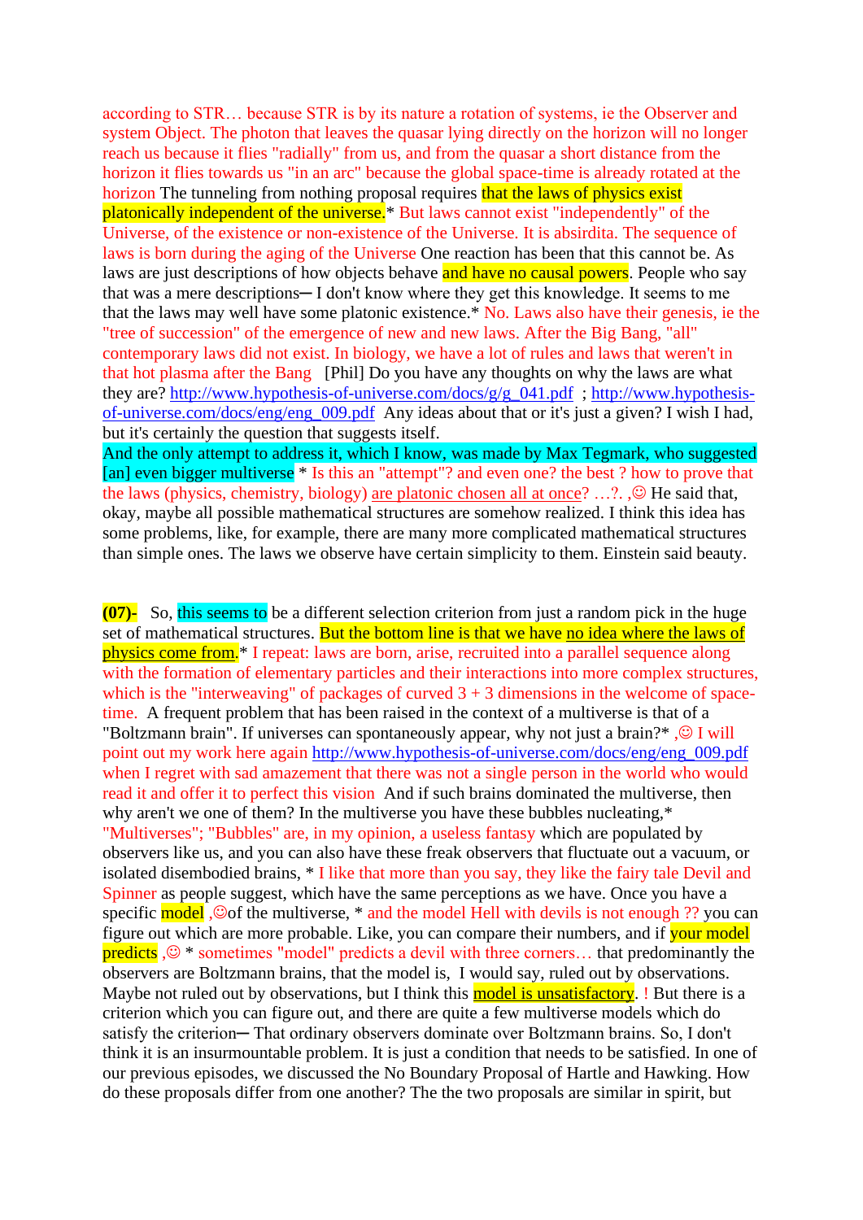according to STR… because STR is by its nature a rotation of systems, ie the Observer and system Object. The photon that leaves the quasar lying directly on the horizon will no longer reach us because it flies "radially" from us, and from the quasar a short distance from the horizon it flies towards us "in an arc" because the global space-time is already rotated at the horizon The tunneling from nothing proposal requires that the laws of physics exist platonically independent of the universe.* But laws cannot exist "independently" of the Universe, of the existence or non-existence of the Universe. It is absirdita. The sequence of laws is born during the aging of the Universe One reaction has been that this cannot be. As laws are just descriptions of how objects behave and have no causal powers. People who say that was a mere descriptions─ I don't know where they get this knowledge. It seems to me that the laws may well have some platonic existence.* No. Laws also have their genesis, ie the "tree of succession" of the emergence of new and new laws. After the Big Bang, "all" contemporary laws did not exist. In biology, we have a lot of rules and laws that weren't in that hot plasma after the Bang [Phil] Do you have any thoughts on why the laws are what they are? http://www.hypothesis-of-universe.com/docs/g/g_041.pdf ; http://www.hypothesis-of-universe.com/docs/eng/eng_009.pdf Any ideas about that or it's just a given? I wish I had, but it's certainly the question that suggests itself.
And the only attempt to address it, which I know, was made by Max Tegmark, who suggested [an] even bigger multiverse * Is this an "attempt"? and even one? the best ? how to prove that the laws (physics, chemistry, biology) are platonic chosen all at once? …?. ,☺ He said that, okay, maybe all possible mathematical structures are somehow realized. I think this idea has some problems, like, for example, there are many more complicated mathematical structures than simple ones. The laws we observe have certain simplicity to them. Einstein said beauty.

**(07)-** So, this seems to be a different selection criterion from just a random pick in the huge set of mathematical structures. But the bottom line is that we have no idea where the laws of physics come from.* I repeat: laws are born, arise, recruited into a parallel sequence along with the formation of elementary particles and their interactions into more complex structures, which is the "interweaving" of packages of curved 3 + 3 dimensions in the welcome of space-time. A frequent problem that has been raised in the context of a multiverse is that of a "Boltzmann brain". If universes can spontaneously appear, why not just a brain?* ,☺ I will point out my work here again http://www.hypothesis-of-universe.com/docs/eng/eng_009.pdf when I regret with sad amazement that there was not a single person in the world who would read it and offer it to perfect this vision And if such brains dominated the multiverse, then why aren't we one of them? In the multiverse you have these bubbles nucleating,* "Multiverses"; "Bubbles" are, in my opinion, a useless fantasy which are populated by observers like us, and you can also have these freak observers that fluctuate out a vacuum, or isolated disembodied brains, * I like that more than you say, they like the fairy tale Devil and Spinner as people suggest, which have the same perceptions as we have. Once you have a specific model ,☺of the multiverse, * and the model Hell with devils is not enough ?? you can figure out which are more probable. Like, you can compare their numbers, and if your model predicts ,☺ * sometimes "model" predicts a devil with three corners… that predominantly the observers are Boltzmann brains, that the model is, I would say, ruled out by observations. Maybe not ruled out by observations, but I think this model is unsatisfactory. ! But there is a criterion which you can figure out, and there are quite a few multiverse models which do satisfy the criterion─ That ordinary observers dominate over Boltzmann brains. So, I don't think it is an insurmountable problem. It is just a condition that needs to be satisfied. In one of our previous episodes, we discussed the No Boundary Proposal of Hartle and Hawking. How do these proposals differ from one another? The two proposals are similar in spirit, but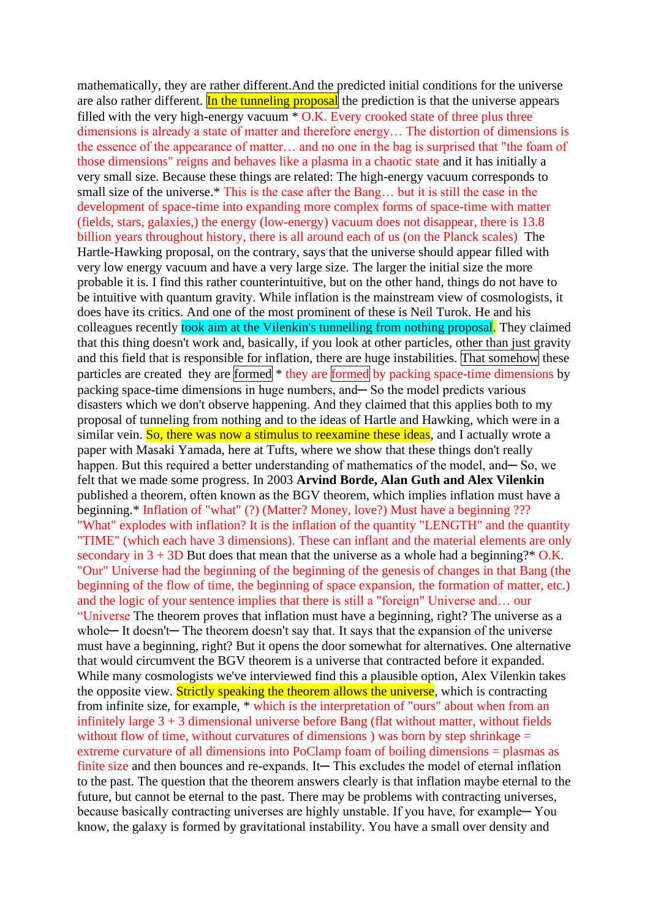mathematically, they are rather different.And the predicted initial conditions for the universe are also rather different. In the tunneling proposal the prediction is that the universe appears filled with the very high-energy vacuum * O.K. Every crooked state of three plus three dimensions is already a state of matter and therefore energy… The distortion of dimensions is the essence of the appearance of matter… and no one in the bag is surprised that "the foam of those dimensions" reigns and behaves like a plasma in a chaotic state and it has initially a very small size. Because these things are related: The high-energy vacuum corresponds to small size of the universe.* This is the case after the Bang… but it is still the case in the development of space-time into expanding more complex forms of space-time with matter (fields, stars, galaxies,) the energy (low-energy) vacuum does not disappear, there is 13.8 billion years throughout history, there is all around each of us (on the Planck scales)  The Hartle-Hawking proposal, on the contrary, says that the universe should appear filled with very low energy vacuum and have a very large size. The larger the initial size the more probable it is. I find this rather counterintuitive, but on the other hand, things do not have to be intuitive with quantum gravity. While inflation is the mainstream view of cosmologists, it does have its critics. And one of the most prominent of these is Neil Turok. He and his colleagues recently took aim at the Vilenkin's tunnelling from nothing proposal. They claimed that this thing doesn't work and, basically, if you look at other particles, other than just gravity and this field that is responsible for inflation, there are huge instabilities. That somehow these particles are created  they are formed * they are formed by packing space-time dimensions by packing space-time dimensions in huge numbers, and─ So the model predicts various disasters which we don't observe happening. And they claimed that this applies both to my proposal of tunneling from nothing and to the ideas of Hartle and Hawking, which were in a similar vein. So, there was now a stimulus to reexamine these ideas, and I actually wrote a paper with Masaki Yamada, here at Tufts, where we show that these things don't really happen. But this required a better understanding of mathematics of the model, and─ So, we felt that we made some progress. In 2003 **Arvind Borde, Alan Guth and Alex Vilenkin** published a theorem, often known as the BGV theorem, which implies inflation must have a beginning.* Inflation of "what" (?) (Matter? Money, love?) Must have a beginning ??? "What" explodes with inflation? It is the inflation of the quantity "LENGTH" and the quantity "TIME" (which each have 3 dimensions). These can inflant and the material elements are only secondary in 3 + 3D But does that mean that the universe as a whole had a beginning?* O.K. "Our" Universe had the beginning of the beginning of the genesis of changes in that Bang (the beginning of the flow of time, the beginning of space expansion, the formation of matter, etc.) and the logic of your sentence implies that there is still a "foreign" Universe and… our "Universe The theorem proves that inflation must have a beginning, right? The universe as a whole─ It doesn't─ The theorem doesn't say that. It says that the expansion of the universe must have a beginning, right? But it opens the door somewhat for alternatives. One alternative that would circumvent the BGV theorem is a universe that contracted before it expanded. While many cosmologists we've interviewed find this a plausible option, Alex Vilenkin takes the opposite view. Strictly speaking the theorem allows the universe, which is contracting from infinite size, for example, * which is the interpretation of "ours" about when from an infinitely large 3 + 3 dimensional universe before Bang (flat without matter, without fields without flow of time, without curvatures of dimensions ) was born by step shrinkage = extreme curvature of all dimensions into PoClamp foam of boiling dimensions = plasmas as finite size and then bounces and re-expands. It─ This excludes the model of eternal inflation to the past. The question that the theorem answers clearly is that inflation maybe eternal to the future, but cannot be eternal to the past. There may be problems with contracting universes, because basically contracting universes are highly unstable. If you have, for example─ You know, the galaxy is formed by gravitational instability. You have a small over density and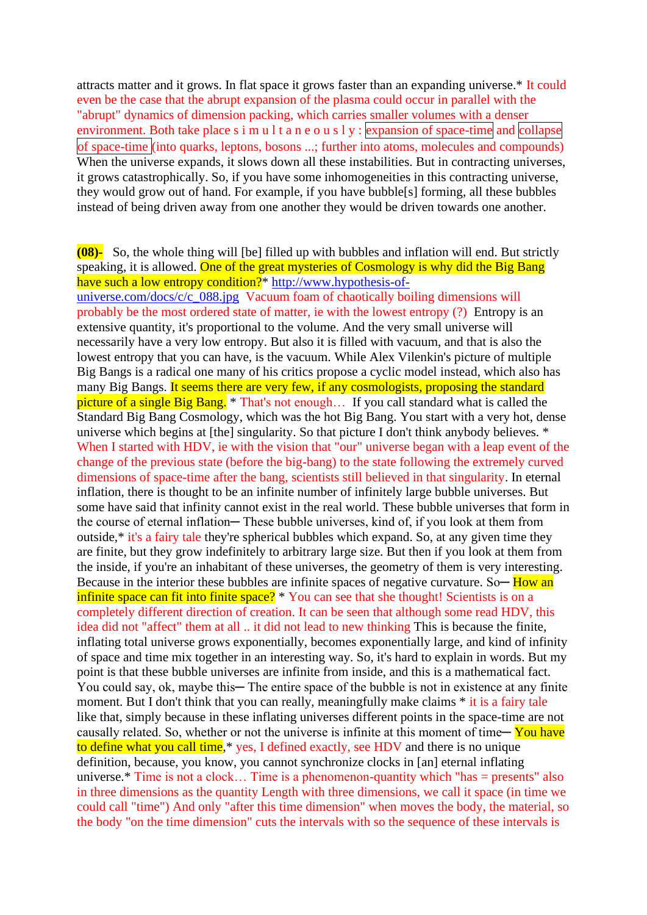attracts matter and it grows. In flat space it grows faster than an expanding universe.* It could even be the case that the abrupt expansion of the plasma could occur in parallel with the "abrupt" dynamics of dimension packing, which carries smaller volumes with a denser environment. Both take place s i m u l t a n e o u s l y : expansion of space-time and collapse of space-time (into quarks, leptons, bosons ...; further into atoms, molecules and compounds) When the universe expands, it slows down all these instabilities. But in contracting universes, it grows catastrophically. So, if you have some inhomogeneities in this contracting universe, they would grow out of hand. For example, if you have bubble[s] forming, all these bubbles instead of being driven away from one another they would be driven towards one another.

**(08)-** So, the whole thing will [be] filled up with bubbles and inflation will end. But strictly speaking, it is allowed. One of the great mysteries of Cosmology is why did the Big Bang have such a low entropy condition?* http://www.hypothesis-of-universe.com/docs/c/c_088.jpg Vacuum foam of chaotically boiling dimensions will probably be the most ordered state of matter, ie with the lowest entropy (?) Entropy is an extensive quantity, it's proportional to the volume. And the very small universe will necessarily have a very low entropy. But also it is filled with vacuum, and that is also the lowest entropy that you can have, is the vacuum. While Alex Vilenkin's picture of multiple Big Bangs is a radical one many of his critics propose a cyclic model instead, which also has many Big Bangs. It seems there are very few, if any cosmologists, proposing the standard picture of a single Big Bang. * That's not enough… If you call standard what is called the Standard Big Bang Cosmology, which was the hot Big Bang. You start with a very hot, dense universe which begins at [the] singularity. So that picture I don't think anybody believes. * When I started with HDV, ie with the vision that "our" universe began with a leap event of the change of the previous state (before the big-bang) to the state following the extremely curved dimensions of space-time after the bang, scientists still believed in that singularity. In eternal inflation, there is thought to be an infinite number of infinitely large bubble universes. But some have said that infinity cannot exist in the real world. These bubble universes that form in the course of eternal inflation─ These bubble universes, kind of, if you look at them from outside,* it's a fairy tale they're spherical bubbles which expand. So, at any given time they are finite, but they grow indefinitely to arbitrary large size. But then if you look at them from the inside, if you're an inhabitant of these universes, the geometry of them is very interesting. Because in the interior these bubbles are infinite spaces of negative curvature. So─ How an infinite space can fit into finite space? * You can see that she thought! Scientists is on a completely different direction of creation. It can be seen that although some read HDV, this idea did not "affect" them at all .. it did not lead to new thinking This is because the finite, inflating total universe grows exponentially, becomes exponentially large, and kind of infinity of space and time mix together in an interesting way. So, it's hard to explain in words. But my point is that these bubble universes are infinite from inside, and this is a mathematical fact. You could say, ok, maybe this─ The entire space of the bubble is not in existence at any finite moment. But I don't think that you can really, meaningfully make claims * it is a fairy tale like that, simply because in these inflating universes different points in the space-time are not causally related. So, whether or not the universe is infinite at this moment of time─ You have to define what you call time,* yes, I defined exactly, see HDV and there is no unique definition, because, you know, you cannot synchronize clocks in [an] eternal inflating universe.* Time is not a clock… Time is a phenomenon-quantity which "has = presents" also in three dimensions as the quantity Length with three dimensions, we call it space (in time we could call "time") And only "after this time dimension" when moves the body, the material, so the body "on the time dimension" cuts the intervals with so the sequence of these intervals is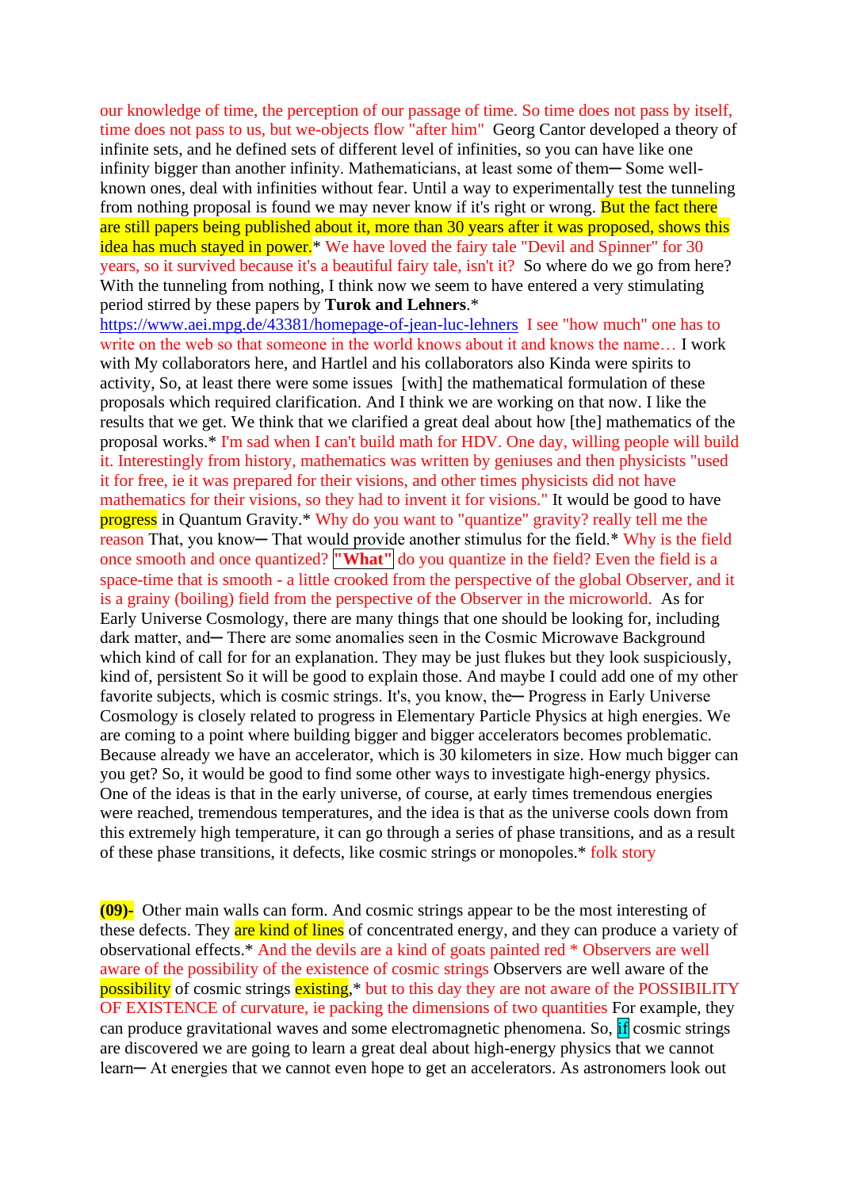our knowledge of time, the perception of our passage of time. So time does not pass by itself, time does not pass to us, but we-objects flow "after him" Georg Cantor developed a theory of infinite sets, and he defined sets of different level of infinities, so you can have like one infinity bigger than another infinity. Mathematicians, at least some of them─ Some well-known ones, deal with infinities without fear. Until a way to experimentally test the tunneling from nothing proposal is found we may never know if it's right or wrong. But the fact there are still papers being published about it, more than 30 years after it was proposed, shows this idea has much stayed in power.* We have loved the fairy tale "Devil and Spinner" for 30 years, so it survived because it's a beautiful fairy tale, isn't it? So where do we go from here? With the tunneling from nothing, I think now we seem to have entered a very stimulating period stirred by these papers by **Turok and Lehners**.* https://www.aei.mpg.de/43381/homepage-of-jean-luc-lehners I see "how much" one has to write on the web so that someone in the world knows about it and knows the name… I work with My collaborators here, and Hartlel and his collaborators also Kinda were spirits to activity, So, at least there were some issues [with] the mathematical formulation of these proposals which required clarification. And I think we are working on that now. I like the results that we get. We think that we clarified a great deal about how [the] mathematics of the proposal works.* I'm sad when I can't build math for HDV. One day, willing people will build it. Interestingly from history, mathematics was written by geniuses and then physicists "used it for free, ie it was prepared for their visions, and other times physicists did not have mathematics for their visions, so they had to invent it for visions." It would be good to have progress in Quantum Gravity.* Why do you want to "quantize" gravity? really tell me the reason That, you know─ That would provide another stimulus for the field.* Why is the field once smooth and once quantized? **"What"** do you quantize in the field? Even the field is a space-time that is smooth - a little crooked from the perspective of the global Observer, and it is a grainy (boiling) field from the perspective of the Observer in the microworld. As for Early Universe Cosmology, there are many things that one should be looking for, including dark matter, and─ There are some anomalies seen in the Cosmic Microwave Background which kind of call for for an explanation. They may be just flukes but they look suspiciously, kind of, persistent So it will be good to explain those. And maybe I could add one of my other favorite subjects, which is cosmic strings. It's, you know, the─ Progress in Early Universe Cosmology is closely related to progress in Elementary Particle Physics at high energies. We are coming to a point where building bigger and bigger accelerators becomes problematic. Because already we have an accelerator, which is 30 kilometers in size. How much bigger can you get? So, it would be good to find some other ways to investigate high-energy physics. One of the ideas is that in the early universe, of course, at early times tremendous energies were reached, tremendous temperatures, and the idea is that as the universe cools down from this extremely high temperature, it can go through a series of phase transitions, and as a result of these phase transitions, it defects, like cosmic strings or monopoles.* folk story

**(09)-** Other main walls can form. And cosmic strings appear to be the most interesting of these defects. They are kind of lines of concentrated energy, and they can produce a variety of observational effects.* And the devils are a kind of goats painted red * Observers are well aware of the possibility of the existence of cosmic strings Observers are well aware of the possibility of cosmic strings existing,* but to this day they are not aware of the POSSIBILITY OF EXISTENCE of curvature, ie packing the dimensions of two quantities For example, they can produce gravitational waves and some electromagnetic phenomena. So, if cosmic strings are discovered we are going to learn a great deal about high-energy physics that we cannot learn─ At energies that we cannot even hope to get an accelerators. As astronomers look out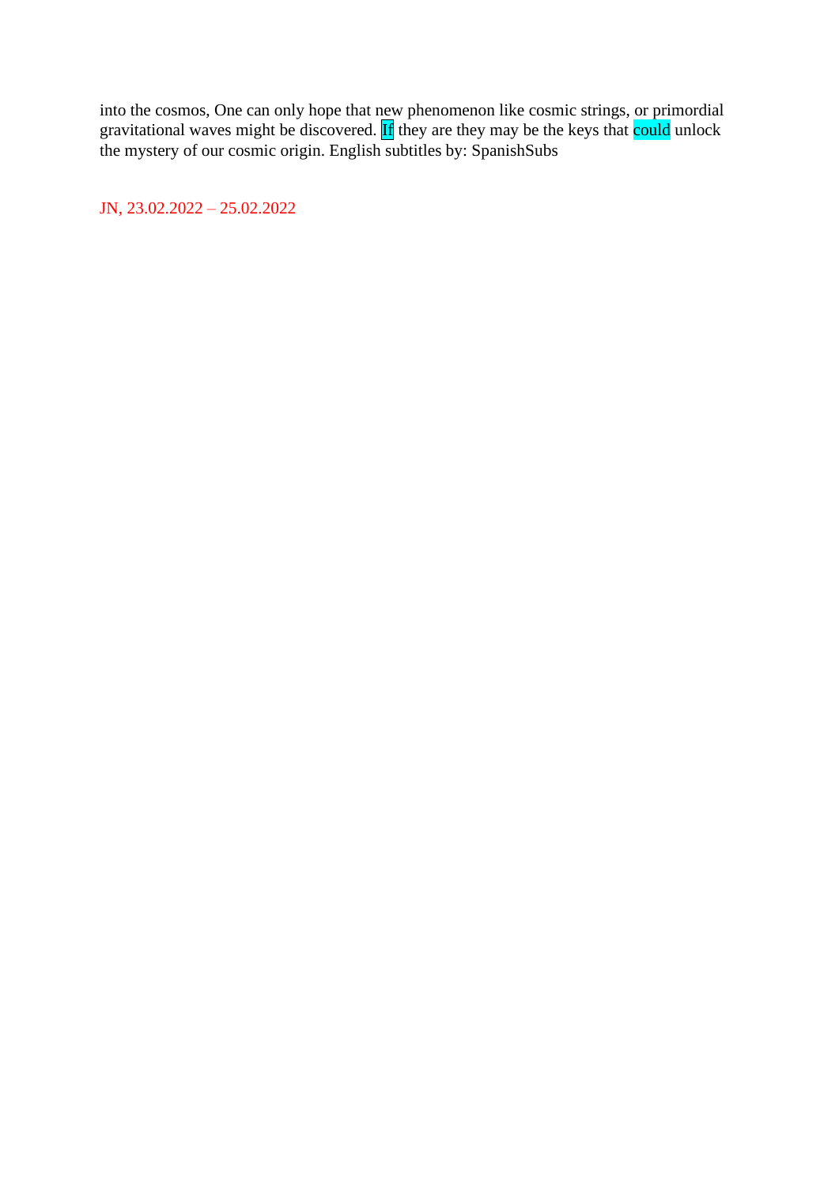into the cosmos, One can only hope that new phenomenon like cosmic strings, or primordial gravitational waves might be discovered. If they are they may be the keys that could unlock the mystery of our cosmic origin. English subtitles by: SpanishSubs

JN, 23.02.2022 – 25.02.2022